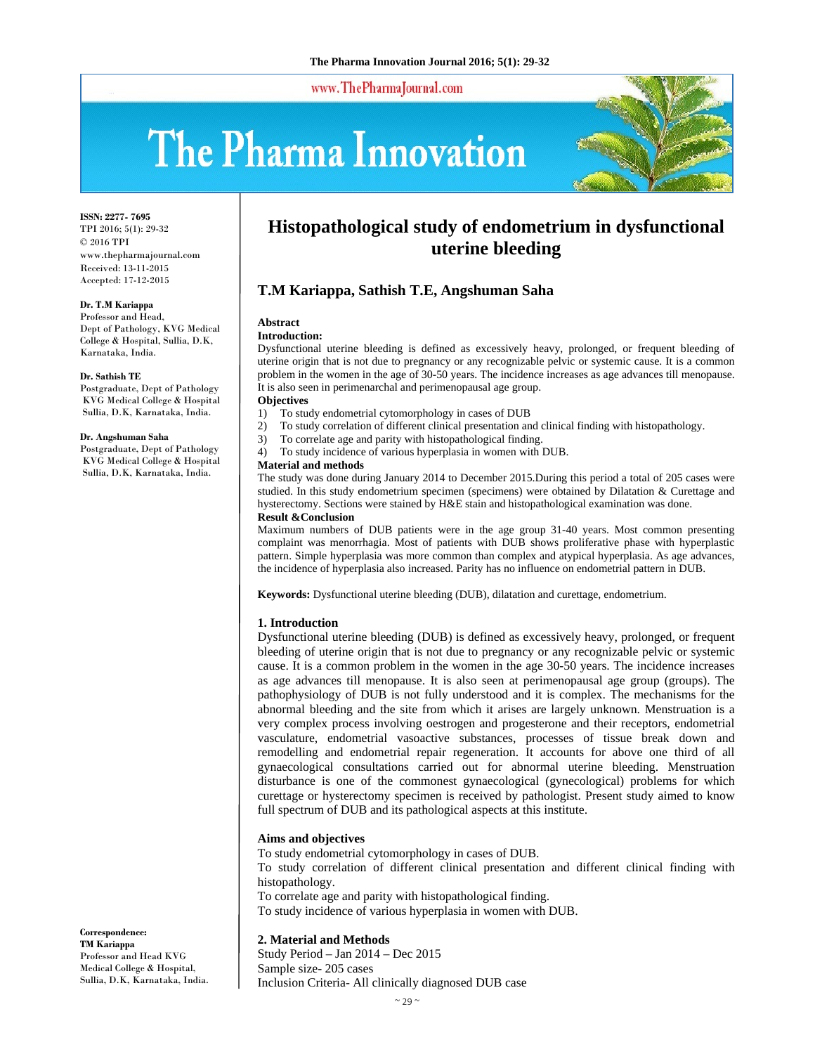# Histopathological study of endometrium in dysfunctional uterine bleeding

## T.M Kariappa, Sathish T.E, Angshuman Saha

ISSN: 2277- 7695
TPI 2016; 5(1): 29-32
© 2016 TPI
www.thepharmajournal.com
Received: 13-11-2015
Accepted: 17-12-2015

**Dr. T.M Kariappa**
Professor and Head,
Dept of Pathology, KVG Medical College & Hospital, Sullia, D.K, Karnataka, India.

**Dr. Sathish TE**
Postgraduate, Dept of Pathology KVG Medical College & Hospital Sullia, D.K, Karnataka, India.

**Dr. Angshuman Saha**
Postgraduate, Dept of Pathology KVG Medical College & Hospital Sullia, D.K, Karnataka, India.

**Correspondence:**
**TM Kariappa**
Professor and Head KVG Medical College & Hospital, Sullia, D.K, Karnataka, India.

**Abstract**

**Introduction:**
Dysfunctional uterine bleeding is defined as excessively heavy, prolonged, or frequent bleeding of uterine origin that is not due to pregnancy or any recognizable pelvic or systemic cause. It is a common problem in the women in the age of 30-50 years. The incidence increases as age advances till menopause. It is also seen in perimenarchal and perimenopausal age group.

**Objectives**
1) To study endometrial cytomorphology in cases of DUB
2) To study correlation of different clinical presentation and clinical finding with histopathology.
3) To correlate age and parity with histopathological finding.
4) To study incidence of various hyperplasia in women with DUB.

**Material and methods**
The study was done during January 2014 to December 2015.During this period a total of 205 cases were studied. In this study endometrium specimen (specimens) were obtained by Dilatation & Curettage and hysterectomy. Sections were stained by H&E stain and histopathological examination was done.

**Result &Conclusion**
Maximum numbers of DUB patients were in the age group 31-40 years. Most common presenting complaint was menorrhagia. Most of patients with DUB shows proliferative phase with hyperplastic pattern. Simple hyperplasia was more common than complex and atypical hyperplasia. As age advances, the incidence of hyperplasia also increased. Parity has no influence on endometrial pattern in DUB.

**Keywords:** Dysfunctional uterine bleeding (DUB), dilatation and curettage, endometrium.

### 1. Introduction

Dysfunctional uterine bleeding (DUB) is defined as excessively heavy, prolonged, or frequent bleeding of uterine origin that is not due to pregnancy or any recognizable pelvic or systemic cause. It is a common problem in the women in the age 30-50 years. The incidence increases as age advances till menopause. It is also seen at perimenopausal age group (groups). The pathophysiology of DUB is not fully understood and it is complex. The mechanisms for the abnormal bleeding and the site from which it arises are largely unknown. Menstruation is a very complex process involving oestrogen and progesterone and their receptors, endometrial vasculature, endometrial vasoactive substances, processes of tissue break down and remodelling and endometrial repair regeneration. It accounts for above one third of all gynaecological consultations carried out for abnormal uterine bleeding. Menstruation disturbance is one of the commonest gynaecological (gynecological) problems for which curettage or hysterectomy specimen is received by pathologist. Present study aimed to know full spectrum of DUB and its pathological aspects at this institute.

### Aims and objectives

To study endometrial cytomorphology in cases of DUB.
To study correlation of different clinical presentation and different clinical finding with histopathology.
To correlate age and parity with histopathological finding.
To study incidence of various hyperplasia in women with DUB.

### 2. Material and Methods

Study Period – Jan 2014 – Dec 2015
Sample size- 205 cases
Inclusion Criteria- All clinically diagnosed DUB case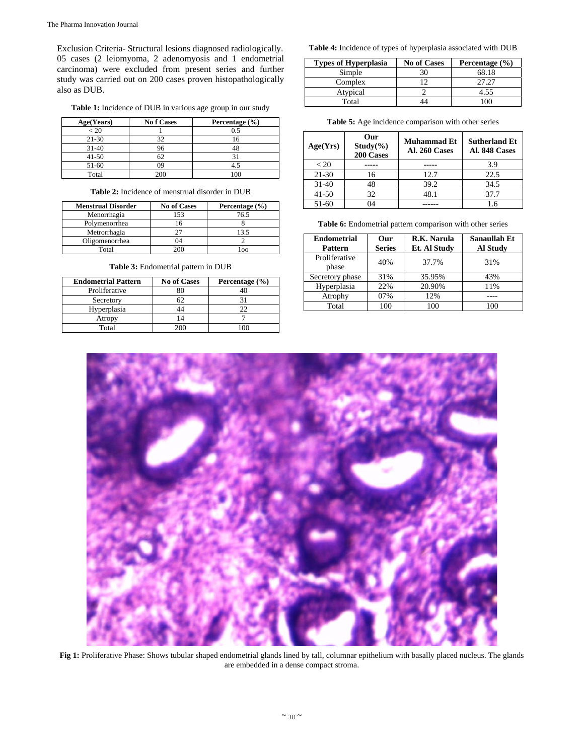Exclusion Criteria- Structural lesions diagnosed radiologically. 05 cases (2 leiomyoma, 2 adenomyosis and 1 endometrial carcinoma) were excluded from present series and further study was carried out on 200 cases proven histopathologically also as DUB.

**Table 1:** Incidence of DUB in various age group in our study

| Age(Years) | No f Cases | Percentage (%) |
|---|---|---|
| < 20 | 1 | 0.5 |
| 21-30 | 32 | 16 |
| 31-40 | 96 | 48 |
| 41-50 | 62 | 31 |
| 51-60 | 09 | 4.5 |
| Total | 200 | 100 |

**Table 2:** Incidence of menstrual disorder in DUB

| Menstrual Disorder | No of Cases | Percentage (%) |
|---|---|---|
| Menorrhagia | 153 | 76.5 |
| Polymenorrhea | 16 | 8 |
| Metrorrhagia | 27 | 13.5 |
| Oligomenorrhea | 04 | 2 |
| Total | 200 | 1oo |

**Table 3:** Endometrial pattern in DUB

| Endometrial Pattern | No of Cases | Percentage (%) |
|---|---|---|
| Proliferative | 80 | 40 |
| Secretory | 62 | 31 |
| Hyperplasia | 44 | 22 |
| Atropy | 14 | 7 |
| Total | 200 | 100 |

**Table 4:** Incidence of types of hyperplasia associated with DUB

| Types of Hyperplasia | No of Cases | Percentage (%) |
|---|---|---|
| Simple | 30 | 68.18 |
| Complex | 12 | 27.27 |
| Atypical | 2 | 4.55 |
| Total | 44 | 100 |

**Table 5:** Age incidence comparison with other series

| Age(Yrs) | Our Study(%) 200 Cases | Muhammad Et Al. 260 Cases | Sutherland Et Al. 848 Cases |
|---|---|---|---|
| < 20 | ----- | ----- | 3.9 |
| 21-30 | 16 | 12.7 | 22.5 |
| 31-40 | 48 | 39.2 | 34.5 |
| 41-50 | 32 | 48.1 | 37.7 |
| 51-60 | 04 | ------ | 1.6 |

**Table 6:** Endometrial pattern comparison with other series

| Endometrial Pattern | Our Series | R.K. Narula Et. Al Study | Sanaullah Et Al Study |
|---|---|---|---|
| Proliferative phase | 40% | 37.7% | 31% |
| Secretory phase | 31% | 35.95% | 43% |
| Hyperplasia | 22% | 20.90% | 11% |
| Atrophy | 07% | 12% | ---- |
| Total | 100 | 100 | 100 |

**Fig 1:** Proliferative Phase: Shows tubular shaped endometrial glands lined by tall, columnar epithelium with basally placed nucleus. The glands are embedded in a dense compact stroma.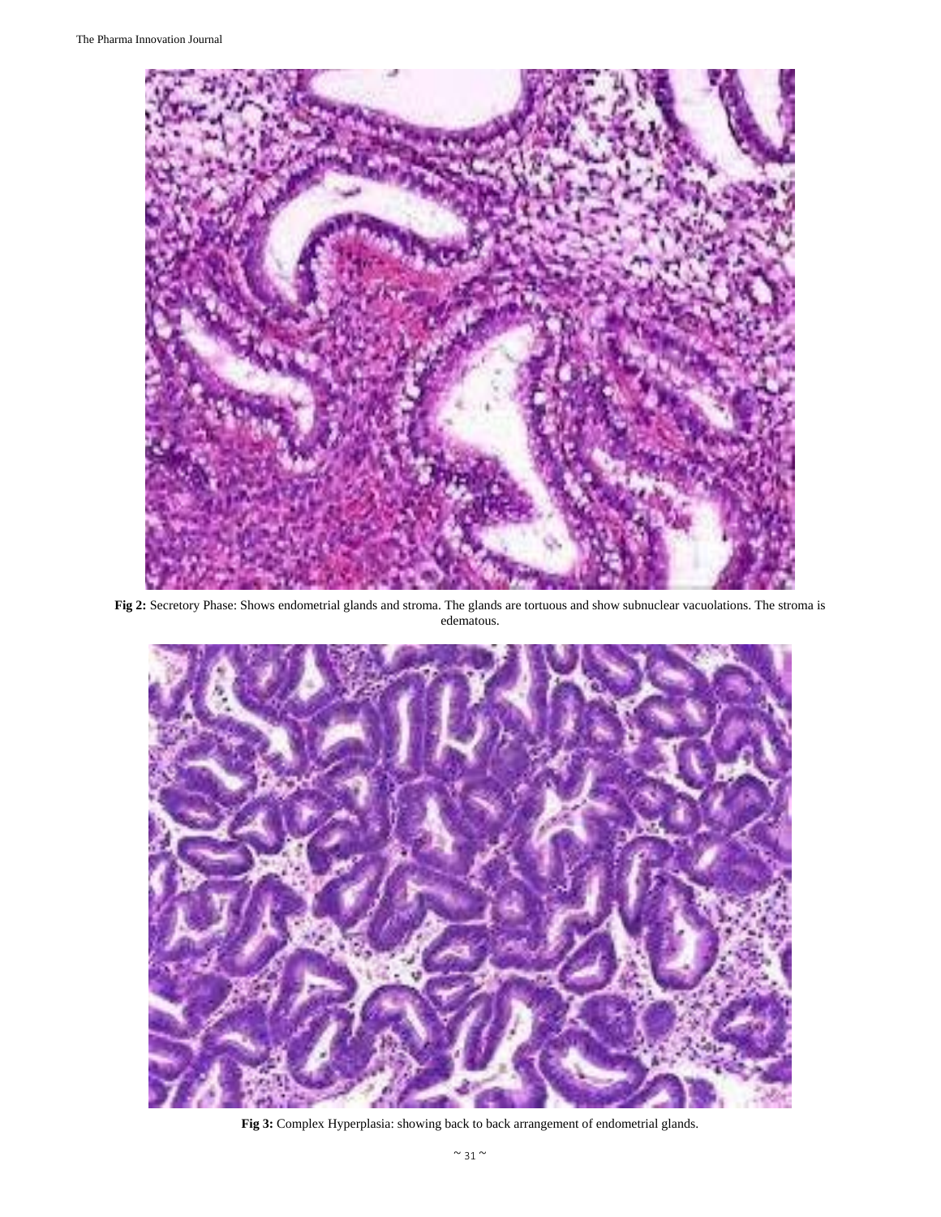Fig 2: Secretory Phase: Shows endometrial glands and stroma. The glands are tortuous and show subnuclear vacuolations. The stroma is edematous.

Fig 3: Complex Hyperplasia: showing back to back arrangement of endometrial glands.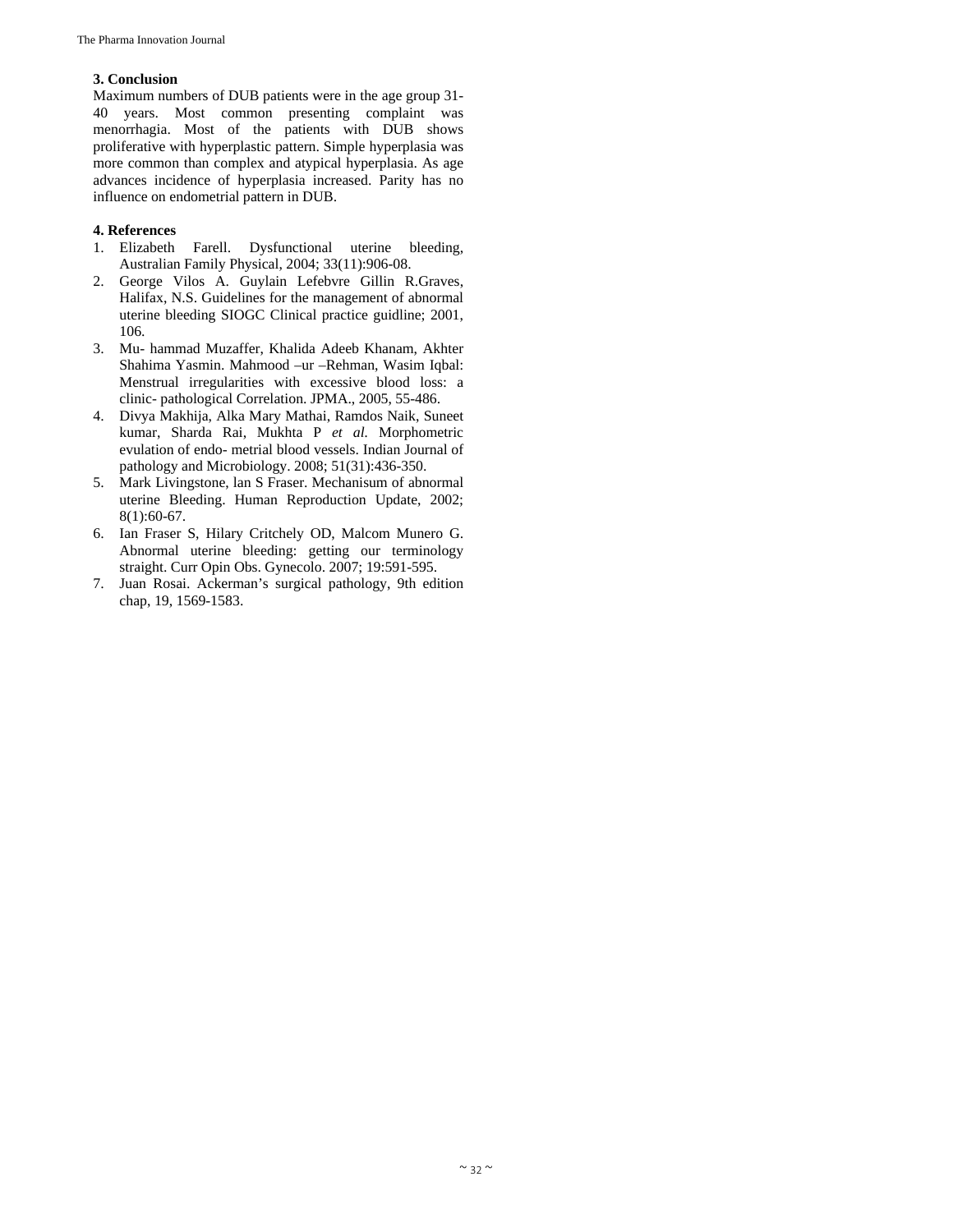## 3. Conclusion

Maximum numbers of DUB patients were in the age group 31-40 years. Most common presenting complaint was menorrhagia. Most of the patients with DUB shows proliferative with hyperplastic pattern. Simple hyperplasia was more common than complex and atypical hyperplasia. As age advances incidence of hyperplasia increased. Parity has no influence on endometrial pattern in DUB.

## 4. References

1. Elizabeth Farell. Dysfunctional uterine bleeding, Australian Family Physical, 2004; 33(11):906-08.
2. George Vilos A. Guylain Lefebvre Gillin R.Graves, Halifax, N.S. Guidelines for the management of abnormal uterine bleeding SIOGC Clinical practice guidline; 2001, 106.
3. Mu- hammad Muzaffer, Khalida Adeeb Khanam, Akhter Shahima Yasmin. Mahmood –ur –Rehman, Wasim Iqbal: Menstrual irregularities with excessive blood loss: a clinic- pathological Correlation. JPMA., 2005, 55-486.
4. Divya Makhija, Alka Mary Mathai, Ramdos Naik, Suneet kumar, Sharda Rai, Mukhta P *et al.* Morphometric evulation of endo- metrial blood vessels. Indian Journal of pathology and Microbiology. 2008; 51(31):436-350.
5. Mark Livingstone, lan S Fraser. Mechanisum of abnormal uterine Bleeding. Human Reproduction Update, 2002; 8(1):60-67.
6. Ian Fraser S, Hilary Critchely OD, Malcom Munero G. Abnormal uterine bleeding: getting our terminology straight. Curr Opin Obs. Gynecolo. 2007; 19:591-595.
7. Juan Rosai. Ackerman's surgical pathology, 9th edition chap, 19, 1569-1583.